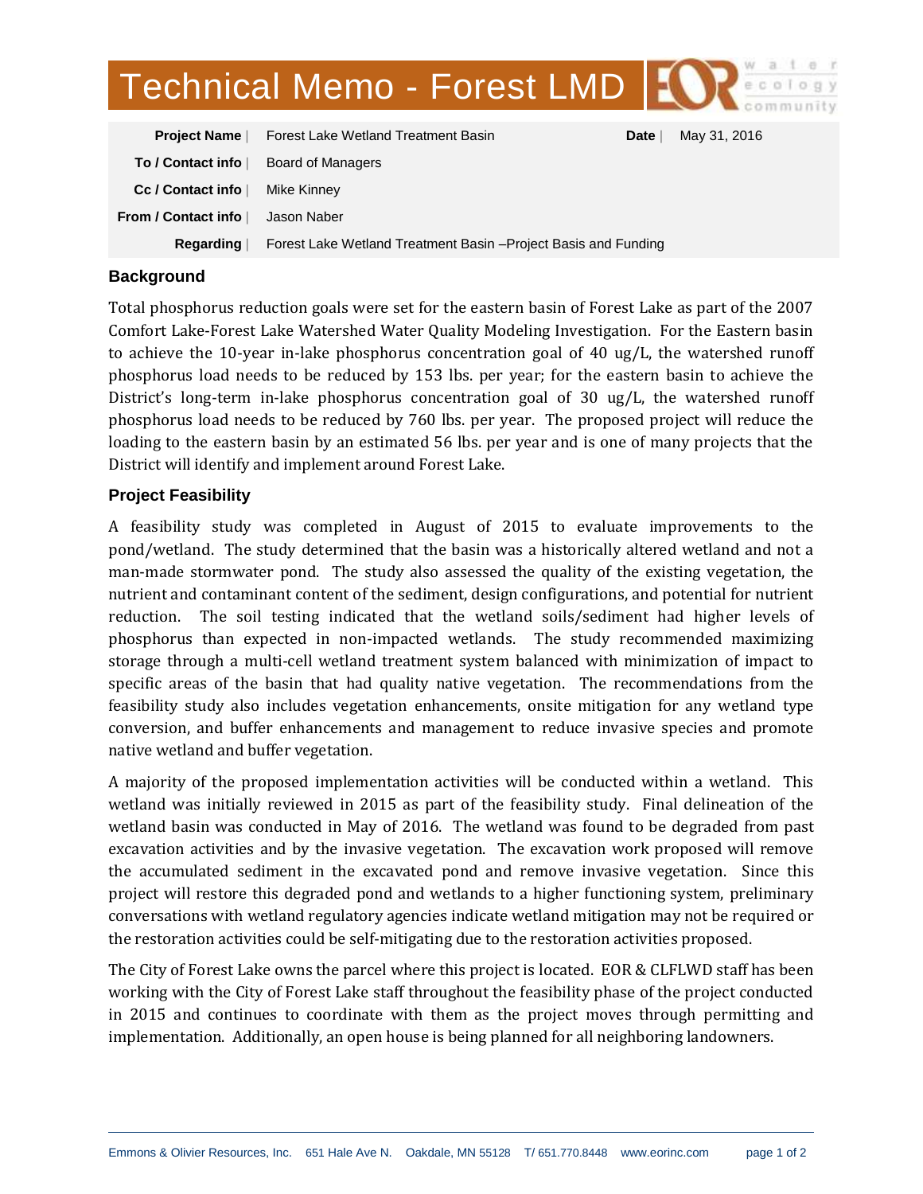# Technical Memo - Forest LMD

| | | | |
|---|---|---|---|
| **Project Name** | Forest Lake Wetland Treatment Basin | **Date** | May 31, 2016 |
| **To / Contact info** | Board of Managers | | |
| **Cc / Contact info** | Mike Kinney | | |
| **From / Contact info** | Jason Naber | | |
| **Regarding** | Forest Lake Wetland Treatment Basin –Project Basis and Funding | | |

## Background

Total phosphorus reduction goals were set for the eastern basin of Forest Lake as part of the 2007 Comfort Lake-Forest Lake Watershed Water Quality Modeling Investigation. For the Eastern basin to achieve the 10-year in-lake phosphorus concentration goal of 40 ug/L, the watershed runoff phosphorus load needs to be reduced by 153 lbs. per year; for the eastern basin to achieve the District's long-term in-lake phosphorus concentration goal of 30 ug/L, the watershed runoff phosphorus load needs to be reduced by 760 lbs. per year. The proposed project will reduce the loading to the eastern basin by an estimated 56 lbs. per year and is one of many projects that the District will identify and implement around Forest Lake.

## Project Feasibility

A feasibility study was completed in August of 2015 to evaluate improvements to the pond/wetland. The study determined that the basin was a historically altered wetland and not a man-made stormwater pond. The study also assessed the quality of the existing vegetation, the nutrient and contaminant content of the sediment, design configurations, and potential for nutrient reduction. The soil testing indicated that the wetland soils/sediment had higher levels of phosphorus than expected in non-impacted wetlands. The study recommended maximizing storage through a multi-cell wetland treatment system balanced with minimization of impact to specific areas of the basin that had quality native vegetation. The recommendations from the feasibility study also includes vegetation enhancements, onsite mitigation for any wetland type conversion, and buffer enhancements and management to reduce invasive species and promote native wetland and buffer vegetation.

A majority of the proposed implementation activities will be conducted within a wetland. This wetland was initially reviewed in 2015 as part of the feasibility study. Final delineation of the wetland basin was conducted in May of 2016. The wetland was found to be degraded from past excavation activities and by the invasive vegetation. The excavation work proposed will remove the accumulated sediment in the excavated pond and remove invasive vegetation. Since this project will restore this degraded pond and wetlands to a higher functioning system, preliminary conversations with wetland regulatory agencies indicate wetland mitigation may not be required or the restoration activities could be self-mitigating due to the restoration activities proposed.

The City of Forest Lake owns the parcel where this project is located. EOR & CLFLWD staff has been working with the City of Forest Lake staff throughout the feasibility phase of the project conducted in 2015 and continues to coordinate with them as the project moves through permitting and implementation. Additionally, an open house is being planned for all neighboring landowners.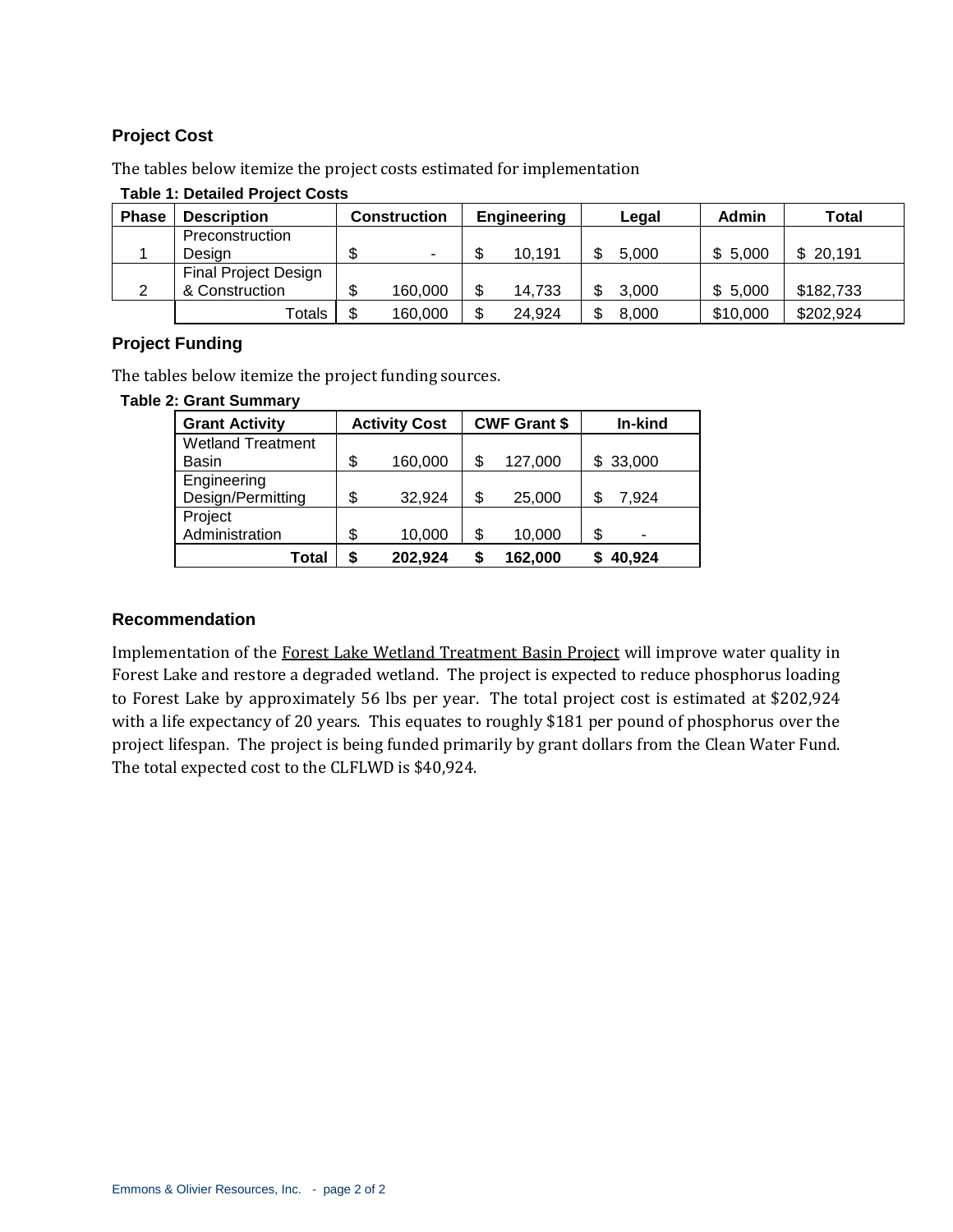## Project Cost

The tables below itemize the project costs estimated for implementation

**Table 1: Detailed Project Costs**

| Phase | Description | Construction | Engineering | Legal | Admin | Total |
|---|---|---|---|---|---|---|
| 1 | Preconstruction Design | $ - | $ 10,191 | $ 5,000 | $ 5,000 | $ 20,191 |
| 2 | Final Project Design & Construction | $ 160,000 | $ 14,733 | $ 3,000 | $ 5,000 | $182,733 |
| | Totals | $ 160,000 | $ 24,924 | $ 8,000 | $10,000 | $202,924 |

## Project Funding

The tables below itemize the project funding sources.

**Table 2: Grant Summary**

| Grant Activity | Activity Cost | CWF Grant $ | In-kind |
|---|---|---|---|
| Wetland Treatment Basin | $ 160,000 | $ 127,000 | $ 33,000 |
| Engineering Design/Permitting | $ 32,924 | $ 25,000 | $ 7,924 |
| Project Administration | $ 10,000 | $ 10,000 | $ - |
| **Total** | **$ 202,924** | **$ 162,000** | **$ 40,924** |

## Recommendation

Implementation of the Forest Lake Wetland Treatment Basin Project will improve water quality in Forest Lake and restore a degraded wetland. The project is expected to reduce phosphorus loading to Forest Lake by approximately 56 lbs per year. The total project cost is estimated at $202,924 with a life expectancy of 20 years. This equates to roughly $181 per pound of phosphorus over the project lifespan. The project is being funded primarily by grant dollars from the Clean Water Fund. The total expected cost to the CLFLWD is $40,924.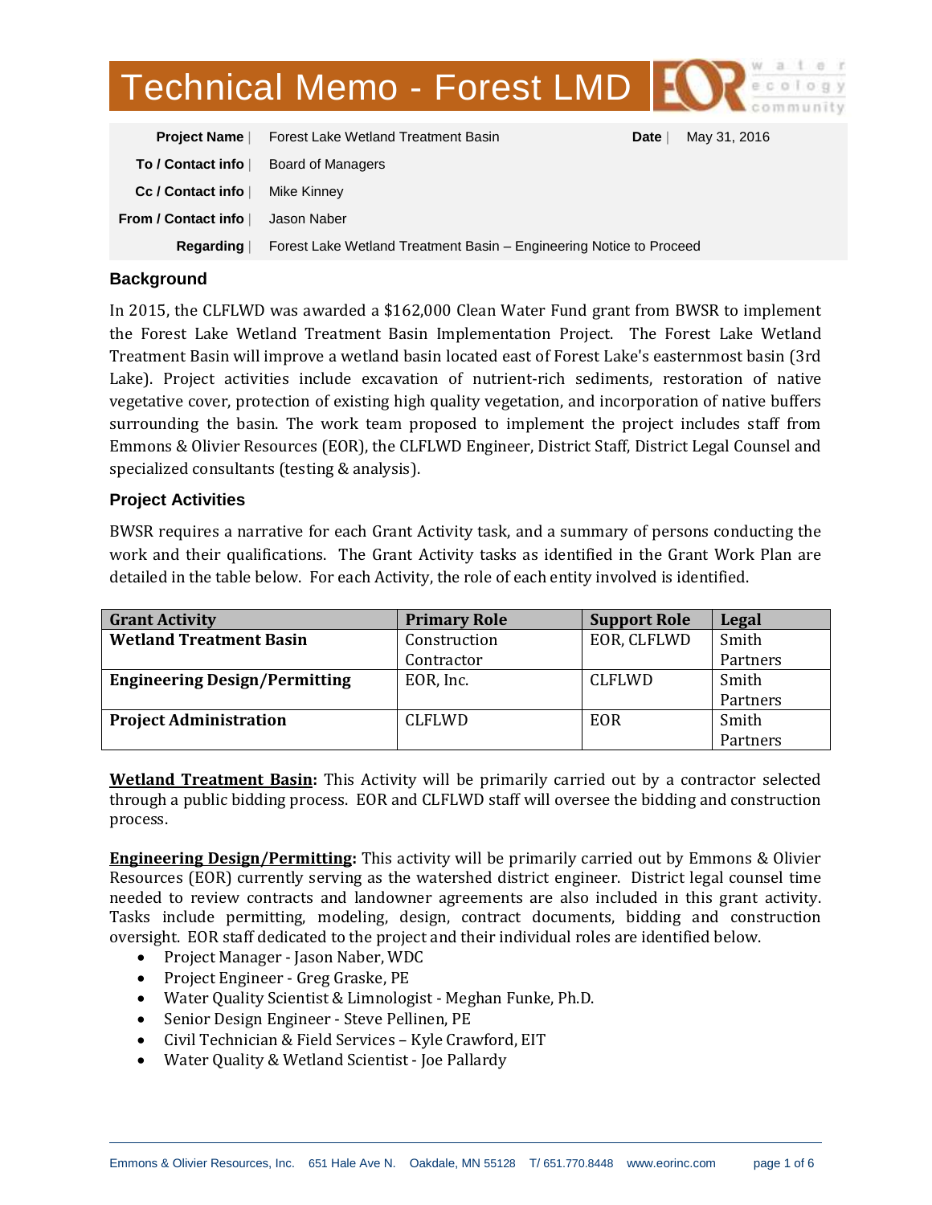# Technical Memo - Forest LMD

| | | | |
|---|---|---|---|
| **Project Name** | Forest Lake Wetland Treatment Basin | **Date** | May 31, 2016 |
| **To / Contact info** | Board of Managers | | |
| **Cc / Contact info** | Mike Kinney | | |
| **From / Contact info** | Jason Naber | | |
| **Regarding** | Forest Lake Wetland Treatment Basin – Engineering Notice to Proceed | | |

## Background

In 2015, the CLFLWD was awarded a $162,000 Clean Water Fund grant from BWSR to implement the Forest Lake Wetland Treatment Basin Implementation Project. The Forest Lake Wetland Treatment Basin will improve a wetland basin located east of Forest Lake's easternmost basin (3rd Lake). Project activities include excavation of nutrient-rich sediments, restoration of native vegetative cover, protection of existing high quality vegetation, and incorporation of native buffers surrounding the basin. The work team proposed to implement the project includes staff from Emmons & Olivier Resources (EOR), the CLFLWD Engineer, District Staff, District Legal Counsel and specialized consultants (testing & analysis).

## Project Activities

BWSR requires a narrative for each Grant Activity task, and a summary of persons conducting the work and their qualifications. The Grant Activity tasks as identified in the Grant Work Plan are detailed in the table below. For each Activity, the role of each entity involved is identified.

| Grant Activity | Primary Role | Support Role | Legal |
|---|---|---|---|
| **Wetland Treatment Basin** | Construction Contractor | EOR, CLFLWD | Smith Partners |
| **Engineering Design/Permitting** | EOR, Inc. | CLFLWD | Smith Partners |
| **Project Administration** | CLFLWD | EOR | Smith Partners |

**Wetland Treatment Basin:** This Activity will be primarily carried out by a contractor selected through a public bidding process. EOR and CLFLWD staff will oversee the bidding and construction process.

**Engineering Design/Permitting:** This activity will be primarily carried out by Emmons & Olivier Resources (EOR) currently serving as the watershed district engineer. District legal counsel time needed to review contracts and landowner agreements are also included in this grant activity. Tasks include permitting, modeling, design, contract documents, bidding and construction oversight. EOR staff dedicated to the project and their individual roles are identified below.

- Project Manager - Jason Naber, WDC
- Project Engineer - Greg Graske, PE
- Water Quality Scientist & Limnologist - Meghan Funke, Ph.D.
- Senior Design Engineer - Steve Pellinen, PE
- Civil Technician & Field Services – Kyle Crawford, EIT
- Water Quality & Wetland Scientist - Joe Pallardy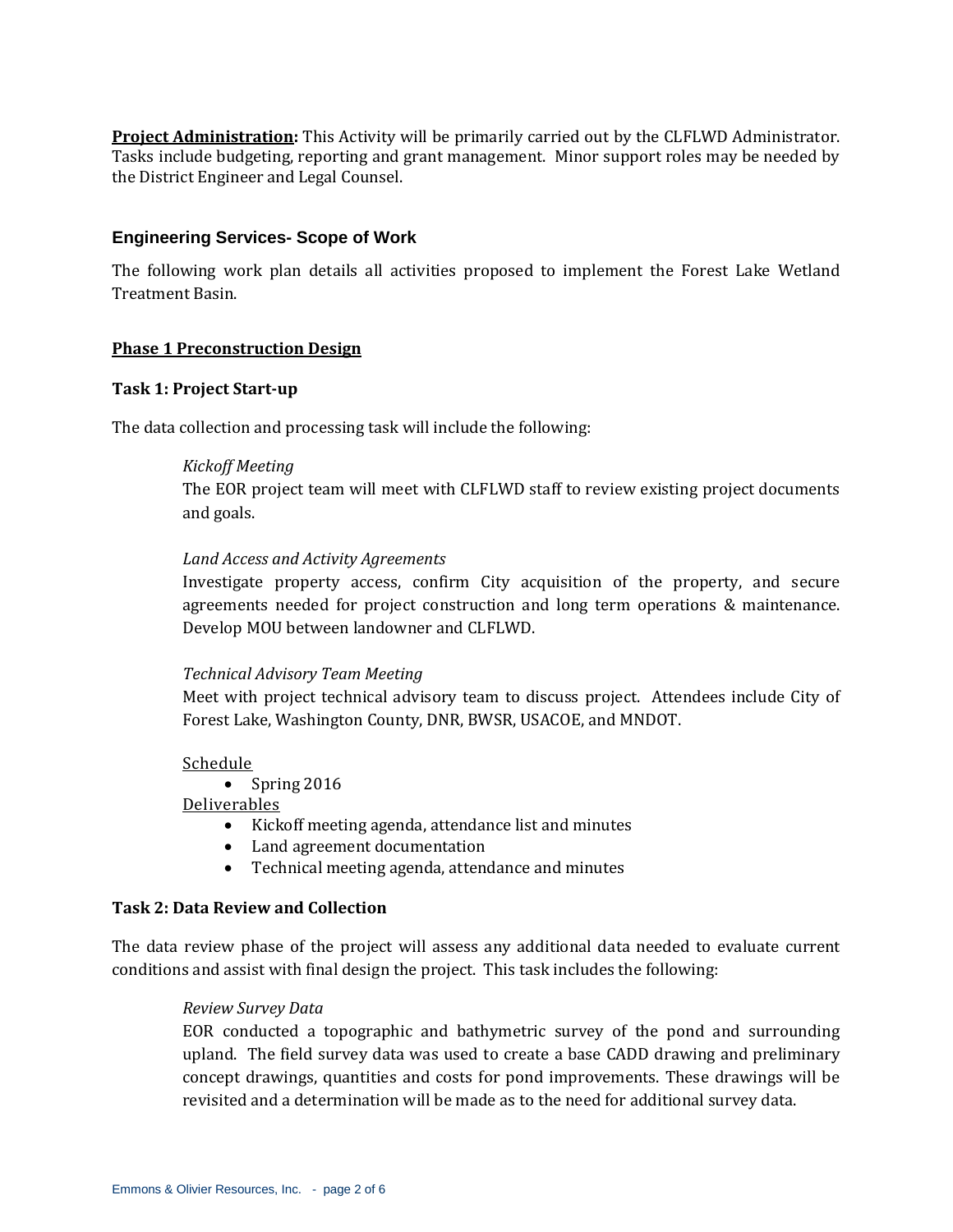**<u>Project Administration</u>:** This Activity will be primarily carried out by the CLFLWD Administrator. Tasks include budgeting, reporting and grant management. Minor support roles may be needed by the District Engineer and Legal Counsel.

## Engineering Services- Scope of Work

The following work plan details all activities proposed to implement the Forest Lake Wetland Treatment Basin.

### <u>Phase 1 Preconstruction Design</u>

#### Task 1: Project Start-up

The data collection and processing task will include the following:

*Kickoff Meeting*
The EOR project team will meet with CLFLWD staff to review existing project documents and goals.

*Land Access and Activity Agreements*
Investigate property access, confirm City acquisition of the property, and secure agreements needed for project construction and long term operations & maintenance. Develop MOU between landowner and CLFLWD.

*Technical Advisory Team Meeting*
Meet with project technical advisory team to discuss project. Attendees include City of Forest Lake, Washington County, DNR, BWSR, USACOE, and MNDOT.

<u>Schedule</u>

- Spring 2016

<u>Deliverables</u>

- Kickoff meeting agenda, attendance list and minutes
- Land agreement documentation
- Technical meeting agenda, attendance and minutes

#### Task 2: Data Review and Collection

The data review phase of the project will assess any additional data needed to evaluate current conditions and assist with final design the project. This task includes the following:

*Review Survey Data*
EOR conducted a topographic and bathymetric survey of the pond and surrounding upland. The field survey data was used to create a base CADD drawing and preliminary concept drawings, quantities and costs for pond improvements. These drawings will be revisited and a determination will be made as to the need for additional survey data.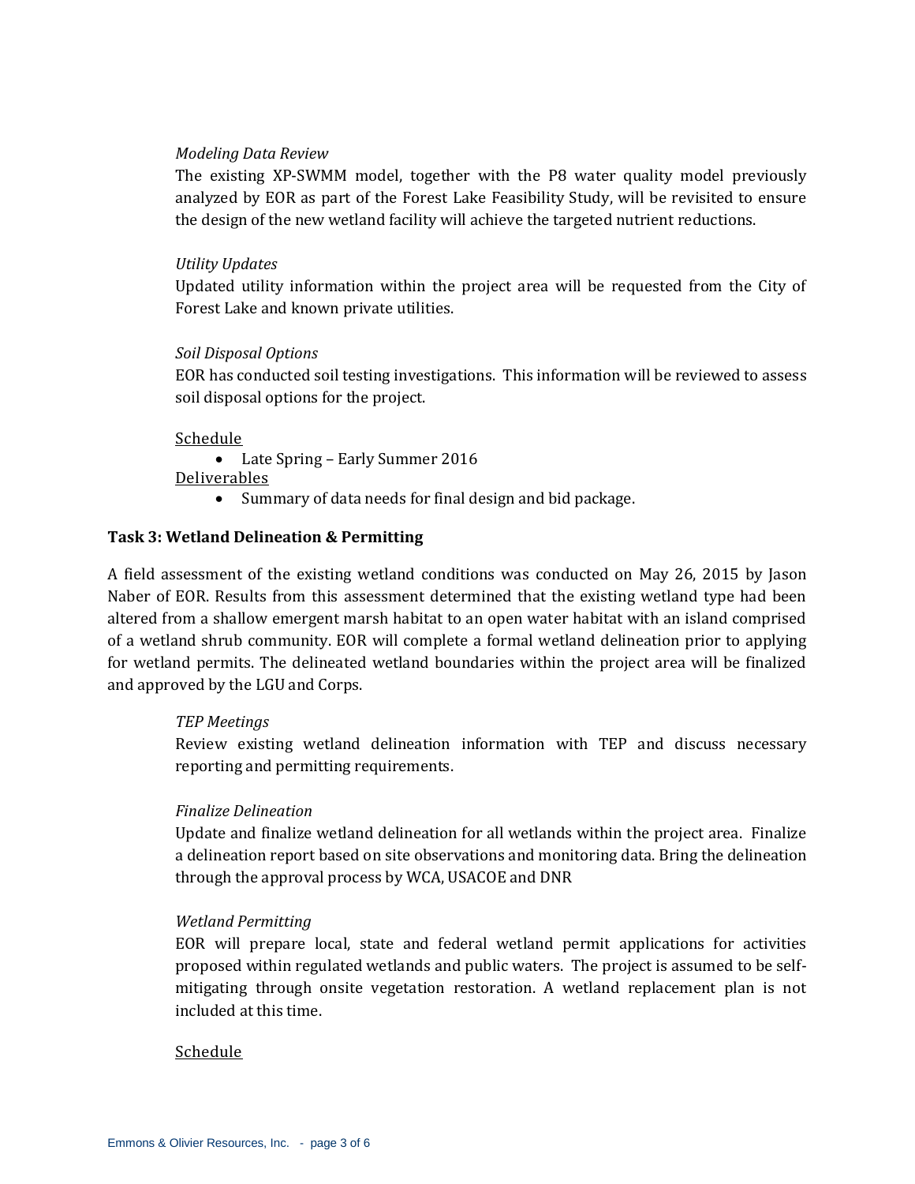*Modeling Data Review*

The existing XP-SWMM model, together with the P8 water quality model previously analyzed by EOR as part of the Forest Lake Feasibility Study, will be revisited to ensure the design of the new wetland facility will achieve the targeted nutrient reductions.

*Utility Updates*

Updated utility information within the project area will be requested from the City of Forest Lake and known private utilities.

*Soil Disposal Options*

EOR has conducted soil testing investigations. This information will be reviewed to assess soil disposal options for the project.

<u>Schedule</u>

- Late Spring – Early Summer 2016

<u>Deliverables</u>

- Summary of data needs for final design and bid package.

**Task 3: Wetland Delineation & Permitting**

A field assessment of the existing wetland conditions was conducted on May 26, 2015 by Jason Naber of EOR. Results from this assessment determined that the existing wetland type had been altered from a shallow emergent marsh habitat to an open water habitat with an island comprised of a wetland shrub community. EOR will complete a formal wetland delineation prior to applying for wetland permits. The delineated wetland boundaries within the project area will be finalized and approved by the LGU and Corps.

*TEP Meetings*

Review existing wetland delineation information with TEP and discuss necessary reporting and permitting requirements.

*Finalize Delineation*

Update and finalize wetland delineation for all wetlands within the project area. Finalize a delineation report based on site observations and monitoring data. Bring the delineation through the approval process by WCA, USACOE and DNR

*Wetland Permitting*

EOR will prepare local, state and federal wetland permit applications for activities proposed within regulated wetlands and public waters. The project is assumed to be self-mitigating through onsite vegetation restoration. A wetland replacement plan is not included at this time.

<u>Schedule</u>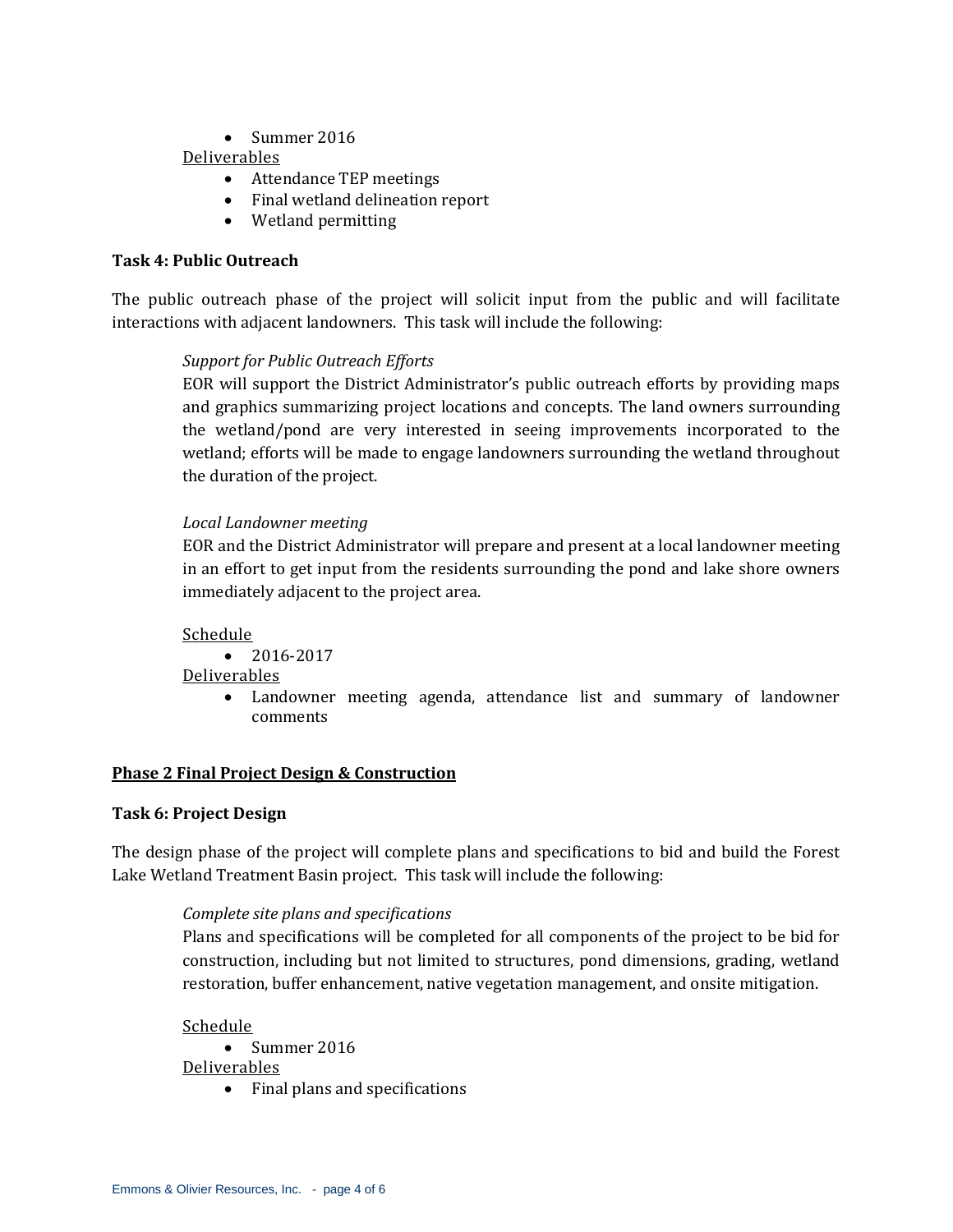- Summer 2016

Deliverables

- Attendance TEP meetings
- Final wetland delineation report
- Wetland permitting

**Task 4: Public Outreach**

The public outreach phase of the project will solicit input from the public and will facilitate interactions with adjacent landowners. This task will include the following:

*Support for Public Outreach Efforts*

EOR will support the District Administrator's public outreach efforts by providing maps and graphics summarizing project locations and concepts. The land owners surrounding the wetland/pond are very interested in seeing improvements incorporated to the wetland; efforts will be made to engage landowners surrounding the wetland throughout the duration of the project.

*Local Landowner meeting*

EOR and the District Administrator will prepare and present at a local landowner meeting in an effort to get input from the residents surrounding the pond and lake shore owners immediately adjacent to the project area.

Schedule

- 2016-2017

Deliverables

- Landowner meeting agenda, attendance list and summary of landowner comments

**Phase 2 Final Project Design & Construction**

**Task 6: Project Design**

The design phase of the project will complete plans and specifications to bid and build the Forest Lake Wetland Treatment Basin project. This task will include the following:

*Complete site plans and specifications*

Plans and specifications will be completed for all components of the project to be bid for construction, including but not limited to structures, pond dimensions, grading, wetland restoration, buffer enhancement, native vegetation management, and onsite mitigation.

Schedule

- Summer 2016

Deliverables

- Final plans and specifications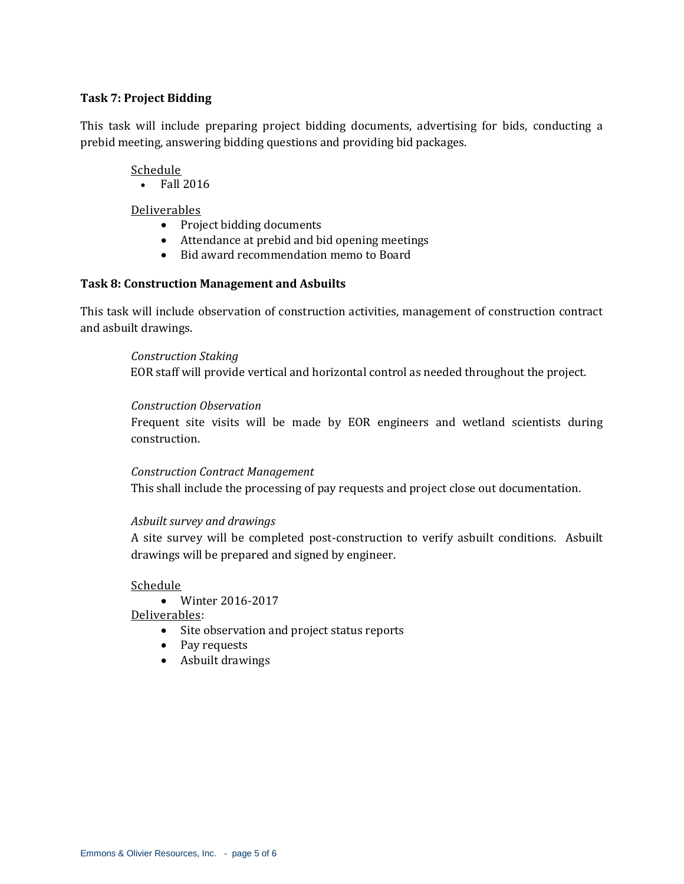**Task 7: Project Bidding**

This task will include preparing project bidding documents, advertising for bids, conducting a prebid meeting, answering bidding questions and providing bid packages.

Schedule

- Fall 2016

Deliverables

- Project bidding documents
- Attendance at prebid and bid opening meetings
- Bid award recommendation memo to Board

**Task 8: Construction Management and Asbuilts**

This task will include observation of construction activities, management of construction contract and asbuilt drawings.

*Construction Staking*

EOR staff will provide vertical and horizontal control as needed throughout the project.

*Construction Observation*

Frequent site visits will be made by EOR engineers and wetland scientists during construction.

*Construction Contract Management*

This shall include the processing of pay requests and project close out documentation.

*Asbuilt survey and drawings*

A site survey will be completed post-construction to verify asbuilt conditions. Asbuilt drawings will be prepared and signed by engineer.

Schedule

- Winter 2016-2017

Deliverables:

- Site observation and project status reports
- Pay requests
- Asbuilt drawings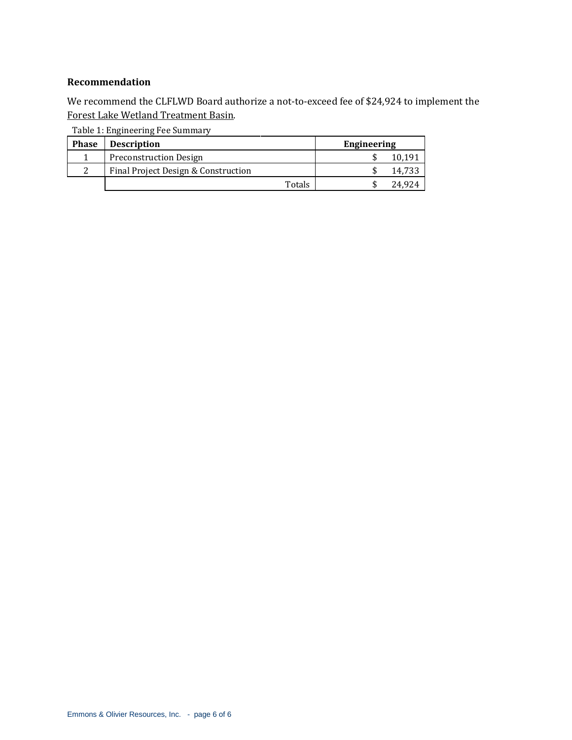### Recommendation

We recommend the CLFLWD Board authorize a not-to-exceed fee of $24,924 to implement the Forest Lake Wetland Treatment Basin.

Table 1: Engineering Fee Summary

| Phase | Description | Engineering |
|---|---|---|
| 1 | Preconstruction Design | $ 10,191 |
| 2 | Final Project Design & Construction | $ 14,733 |
| | Totals | $ 24,924 |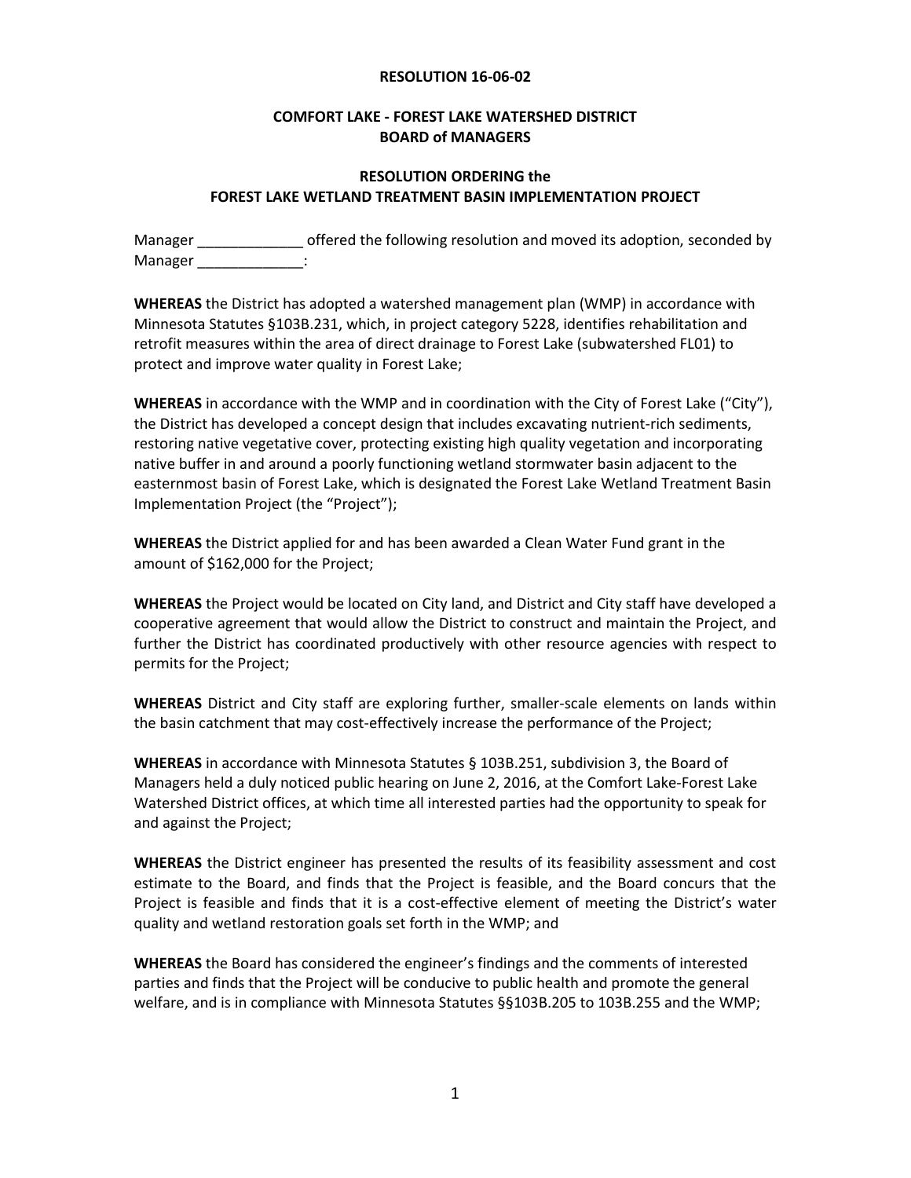**RESOLUTION 16-06-02**

**COMFORT LAKE - FOREST LAKE WATERSHED DISTRICT**
**BOARD of MANAGERS**

**RESOLUTION ORDERING the**
**FOREST LAKE WETLAND TREATMENT BASIN IMPLEMENTATION PROJECT**

Manager _____________ offered the following resolution and moved its adoption, seconded by Manager _____________:

**WHEREAS** the District has adopted a watershed management plan (WMP) in accordance with Minnesota Statutes §103B.231, which, in project category 5228, identifies rehabilitation and retrofit measures within the area of direct drainage to Forest Lake (subwatershed FL01) to protect and improve water quality in Forest Lake;

**WHEREAS** in accordance with the WMP and in coordination with the City of Forest Lake ("City"), the District has developed a concept design that includes excavating nutrient-rich sediments, restoring native vegetative cover, protecting existing high quality vegetation and incorporating native buffer in and around a poorly functioning wetland stormwater basin adjacent to the easternmost basin of Forest Lake, which is designated the Forest Lake Wetland Treatment Basin Implementation Project (the "Project");

**WHEREAS** the District applied for and has been awarded a Clean Water Fund grant in the amount of $162,000 for the Project;

**WHEREAS** the Project would be located on City land, and District and City staff have developed a cooperative agreement that would allow the District to construct and maintain the Project, and further the District has coordinated productively with other resource agencies with respect to permits for the Project;

**WHEREAS** District and City staff are exploring further, smaller-scale elements on lands within the basin catchment that may cost-effectively increase the performance of the Project;

**WHEREAS** in accordance with Minnesota Statutes § 103B.251, subdivision 3, the Board of Managers held a duly noticed public hearing on June 2, 2016, at the Comfort Lake-Forest Lake Watershed District offices, at which time all interested parties had the opportunity to speak for and against the Project;

**WHEREAS** the District engineer has presented the results of its feasibility assessment and cost estimate to the Board, and finds that the Project is feasible, and the Board concurs that the Project is feasible and finds that it is a cost-effective element of meeting the District's water quality and wetland restoration goals set forth in the WMP; and

**WHEREAS** the Board has considered the engineer's findings and the comments of interested parties and finds that the Project will be conducive to public health and promote the general welfare, and is in compliance with Minnesota Statutes §§103B.205 to 103B.255 and the WMP;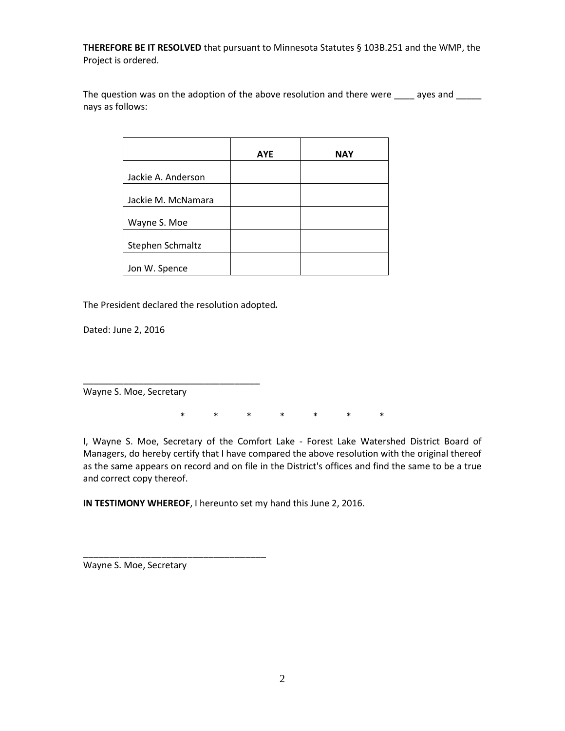**THEREFORE BE IT RESOLVED** that pursuant to Minnesota Statutes § 103B.251 and the WMP, the Project is ordered.

The question was on the adoption of the above resolution and there were ____ ayes and _____ nays as follows:

| | AYE | NAY |
|---|---|---|
| Jackie A. Anderson | | |
| Jackie M. McNamara | | |
| Wayne S. Moe | | |
| Stephen Schmaltz | | |
| Jon W. Spence | | |

The President declared the resolution adopted*.*

Dated: June 2, 2016

___________________________________
Wayne S. Moe, Secretary

\* \* \* \* \* \* \*

I, Wayne S. Moe, Secretary of the Comfort Lake - Forest Lake Watershed District Board of Managers, do hereby certify that I have compared the above resolution with the original thereof as the same appears on record and on file in the District's offices and find the same to be a true and correct copy thereof.

**IN TESTIMONY WHEREOF**, I hereunto set my hand this June 2, 2016.

____________________________________
Wayne S. Moe, Secretary